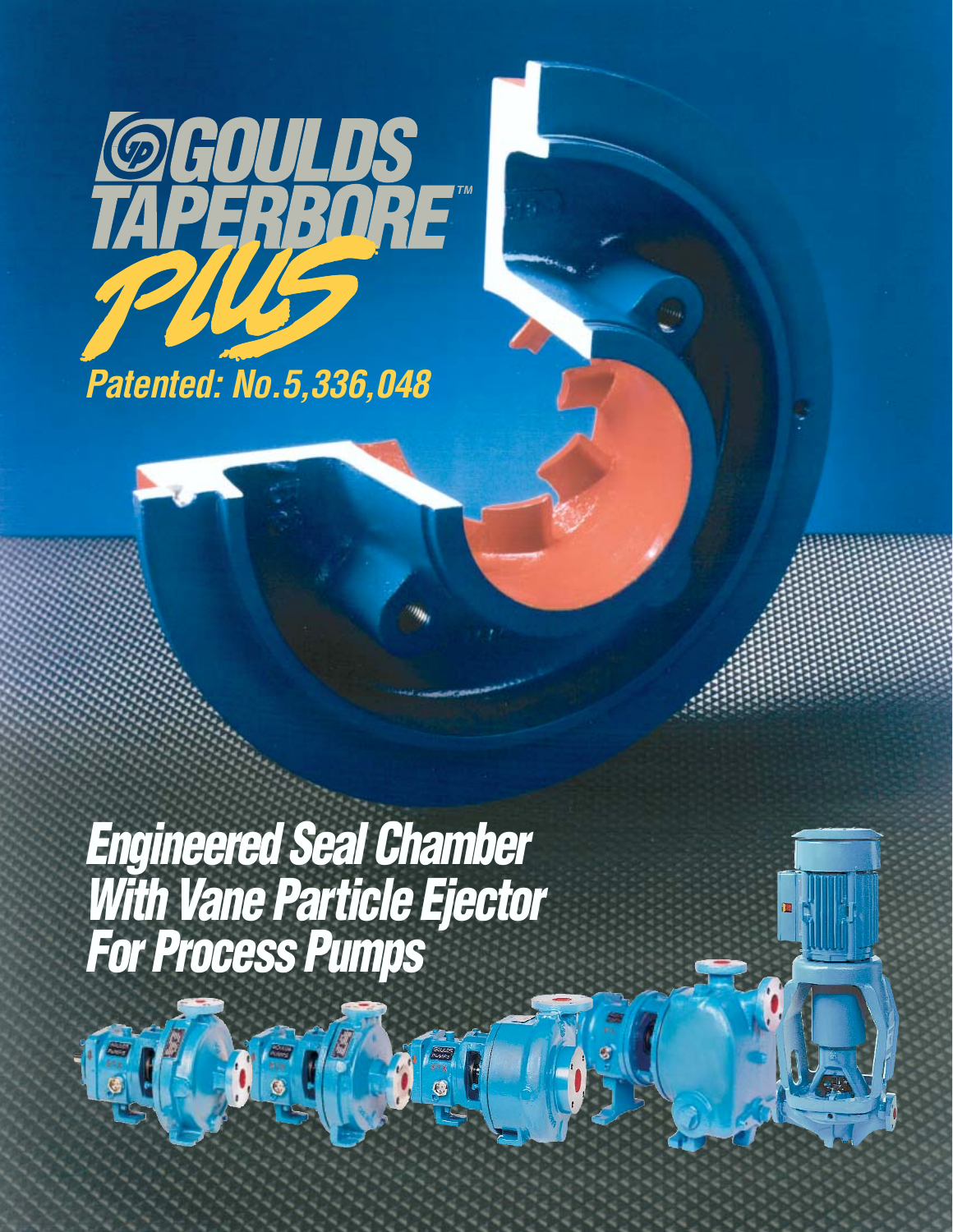# GOULDS TAPERBORE™ PLUS

*Patented: No.5,336,048*

## *Engineered Seal Chamber With Vane Particle Ejector For Process Pumps*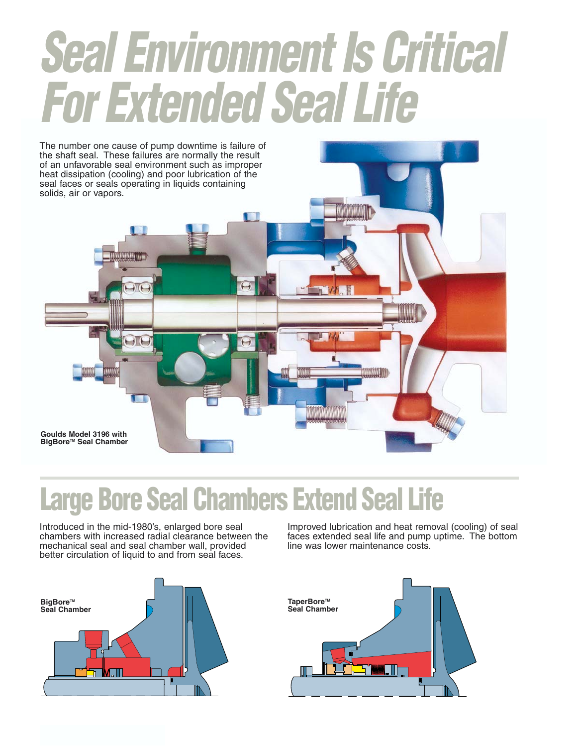# Seal Environment Is Critical For Extended Seal Life

The number one cause of pump downtime is failure of the shaft seal. These failures are normally the result of an unfavorable seal environment such as improper heat dissipation (cooling) and poor lubrication of the seal faces or seals operating in liquids containing solids, air or vapors.

**Goulds Model 3196 with BigBore™ Seal Chamber**

## Large Bore Seal Chambers Extend Seal Life

Introduced in the mid-1980's, enlarged bore seal chambers with increased radial clearance between the mechanical seal and seal chamber wall, provided better circulation of liquid to and from seal faces.

Improved lubrication and heat removal (cooling) of seal faces extended seal life and pump uptime. The bottom line was lower maintenance costs.

**BigBore™ Seal Chamber**

**TaperBore™ Seal Chamber**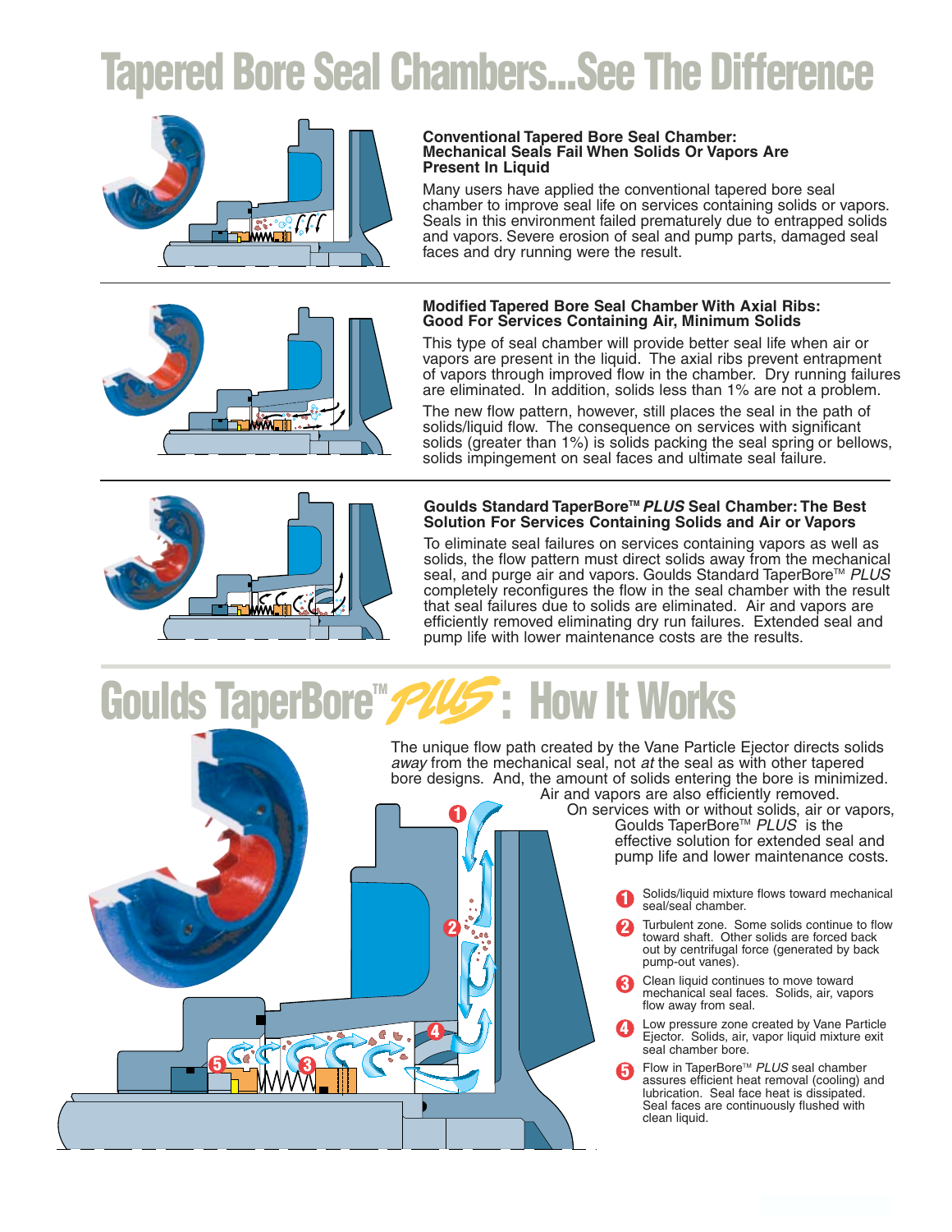# Tapered Bore Seal Chambers...See The Difference

**Conventional Tapered Bore Seal Chamber: Mechanical Seals Fail When Solids Or Vapors Are Present In Liquid**

Many users have applied the conventional tapered bore seal chamber to improve seal life on services containing solids or vapors. Seals in this environment failed prematurely due to entrapped solids and vapors. Severe erosion of seal and pump parts, damaged seal faces and dry running were the result.

**Modified Tapered Bore Seal Chamber With Axial Ribs: Good For Services Containing Air, Minimum Solids**

This type of seal chamber will provide better seal life when air or vapors are present in the liquid. The axial ribs prevent entrapment of vapors through improved flow in the chamber. Dry running failures are eliminated. In addition, solids less than 1% are not a problem.

The new flow pattern, however, still places the seal in the path of solids/liquid flow. The consequence on services with significant solids (greater than 1%) is solids packing the seal spring or bellows, solids impingement on seal faces and ultimate seal failure.

**Goulds Standard TaperBore™ *PLUS* Seal Chamber: The Best Solution For Services Containing Solids and Air or Vapors**

To eliminate seal failures on services containing vapors as well as solids, the flow pattern must direct solids away from the mechanical seal, and purge air and vapors. Goulds Standard TaperBore™ *PLUS* completely reconfigures the flow in the seal chamber with the result that seal failures due to solids are eliminated. Air and vapors are efficiently removed eliminating dry run failures. Extended seal and pump life with lower maintenance costs are the results.

# Goulds TaperBore™ *PLUS*: How It Works

The unique flow path created by the Vane Particle Ejector directs solids *away* from the mechanical seal, not *at* the seal as with other tapered bore designs. And, the amount of solids entering the bore is minimized. Air and vapors are also efficiently removed. On services with or without solids, air or vapors, Goulds TaperBore™ *PLUS* is the effective solution for extended seal and pump life and lower maintenance costs.

1. Solids/liquid mixture flows toward mechanical seal/seal chamber.
2. Turbulent zone. Some solids continue to flow toward shaft. Other solids are forced back out by centrifugal force (generated by back pump-out vanes).
3. Clean liquid continues to move toward mechanical seal faces. Solids, air, vapors flow away from seal.
4. Low pressure zone created by Vane Particle Ejector. Solids, air, vapor liquid mixture exit seal chamber bore.
5. Flow in TaperBore™ *PLUS* seal chamber assures efficient heat removal (cooling) and lubrication. Seal face heat is dissipated. Seal faces are continuously flushed with clean liquid.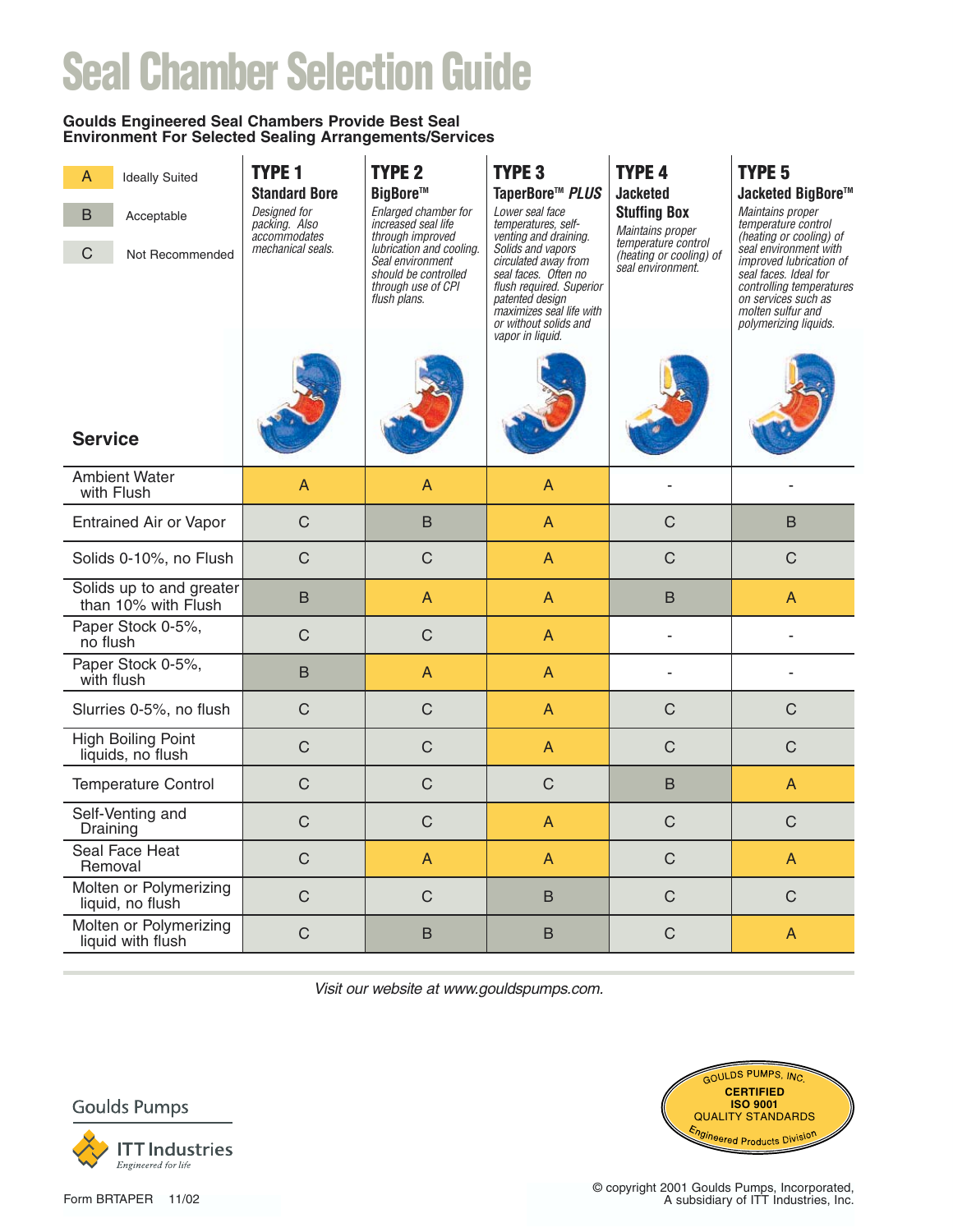# Seal Chamber Selection Guide

**Goulds Engineered Seal Chambers Provide Best Seal Environment For Selected Sealing Arrangements/Services**

| | **TYPE 1** Standard Bore | **TYPE 2** BigBore™ | **TYPE 3** TaperBore™ *PLUS* | **TYPE 4** Jacketed Stuffing Box | **TYPE 5** Jacketed BigBore™ |
|---|---|---|---|---|---|
| A – Ideally Suited; B – Acceptable; C – Not Recommended | *Designed for packing. Also accommodates mechanical seals.* | *Enlarged chamber for increased seal life through improved lubrication and cooling. Seal environment should be controlled through use of CPI flush plans.* | *Lower seal face temperatures, self-venting and draining. Solids and vapors circulated away from seal faces. Often no flush required. Superior patented design maximizes seal life with or without solids and vapor in liquid.* | *Maintains proper temperature control (heating or cooling) of seal environment.* | *Maintains proper temperature control (heating or cooling) of seal environment with improved lubrication of seal faces. Ideal for controlling temperatures on services such as molten sulfur and polymerizing liquids.* |
| **Service** | | | | | |
| Ambient Water with Flush | A | A | A | - | - |
| Entrained Air or Vapor | C | B | A | C | B |
| Solids 0-10%, no Flush | C | C | A | C | C |
| Solids up to and greater than 10% with Flush | B | A | A | B | A |
| Paper Stock 0-5%, no flush | C | C | A | - | - |
| Paper Stock 0-5%, with flush | B | A | A | - | - |
| Slurries 0-5%, no flush | C | C | A | C | C |
| High Boiling Point liquids, no flush | C | C | A | C | C |
| Temperature Control | C | C | C | B | A |
| Self-Venting and Draining | C | C | A | C | C |
| Seal Face Heat Removal | C | A | A | C | A |
| Molten or Polymerizing liquid, no flush | C | C | B | C | C |
| Molten or Polymerizing liquid with flush | C | B | B | C | A |

*Visit our website at www.gouldspumps.com.*

Goulds Pumps

ITT Industries
*Engineered for life*

GOULDS PUMPS, INC.
CERTIFIED
ISO 9001
QUALITY STANDARDS
Engineered Products Division

Form BRTAPER 11/02

© copyright 2001 Goulds Pumps, Incorporated,
A subsidiary of ITT Industries, Inc.